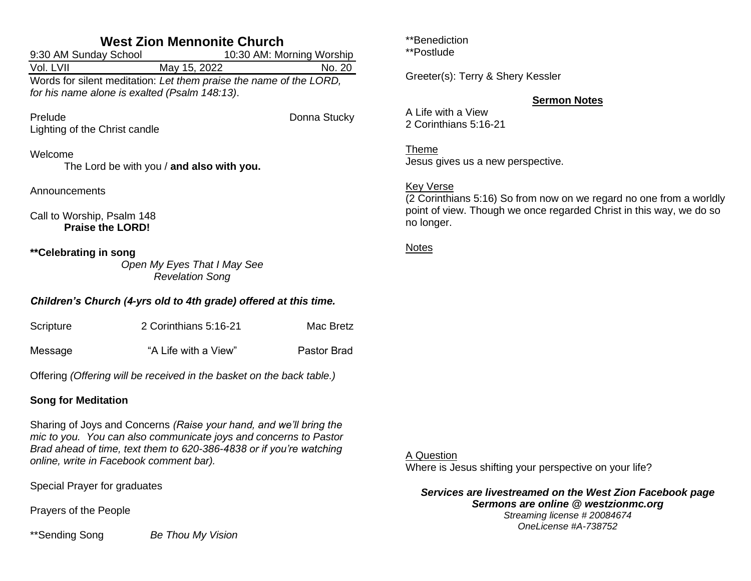# West Zion Mennonite Church

9:30 AM Sunday School | 10:30 AM: Morning Worship

Vol. LVII | May 15, 2022 | No. 20

Words for silent meditation: *Let them praise the name of the LORD, for his name alone is exalted (Psalm 148:13)*.

Prelude — Donna Stucky

Lighting of the Christ candle

Welcome

The Lord be with you / **and also with you.**

Announcements

Call to Worship, Psalm 148

**Praise the LORD!**

**\*\*Celebrating in song**

*Open My Eyes That I May See*

*Revelation Song*

***Children's Church (4-yrs old to 4th grade) offered at this time.***

Scripture — 2 Corinthians 5:16-21 — Mac Bretz

Message — "A Life with a View" — Pastor Brad

Offering *(Offering will be received in the basket on the back table.)*

**Song for Meditation**

Sharing of Joys and Concerns *(Raise your hand, and we'll bring the mic to you. You can also communicate joys and concerns to Pastor Brad ahead of time, text them to 620-386-4838 or if you're watching online, write in Facebook comment bar).*

Special Prayer for graduates

Prayers of the People

\*\*Sending Song — *Be Thou My Vision*

\*\*Benediction

\*\*Postlude

Greeter(s): Terry & Shery Kessler

## Sermon Notes

A Life with a View

2 Corinthians 5:16-21

Theme

Jesus gives us a new perspective.

Key Verse

(2 Corinthians 5:16) So from now on we regard no one from a worldly point of view. Though we once regarded Christ in this way, we do so no longer.

Notes

A Question

Where is Jesus shifting your perspective on your life?

***Services are livestreamed on the West Zion Facebook page***

***Sermons are online @ westzionmc.org***

*Streaming license # 20084674*

*OneLicense #A-738752*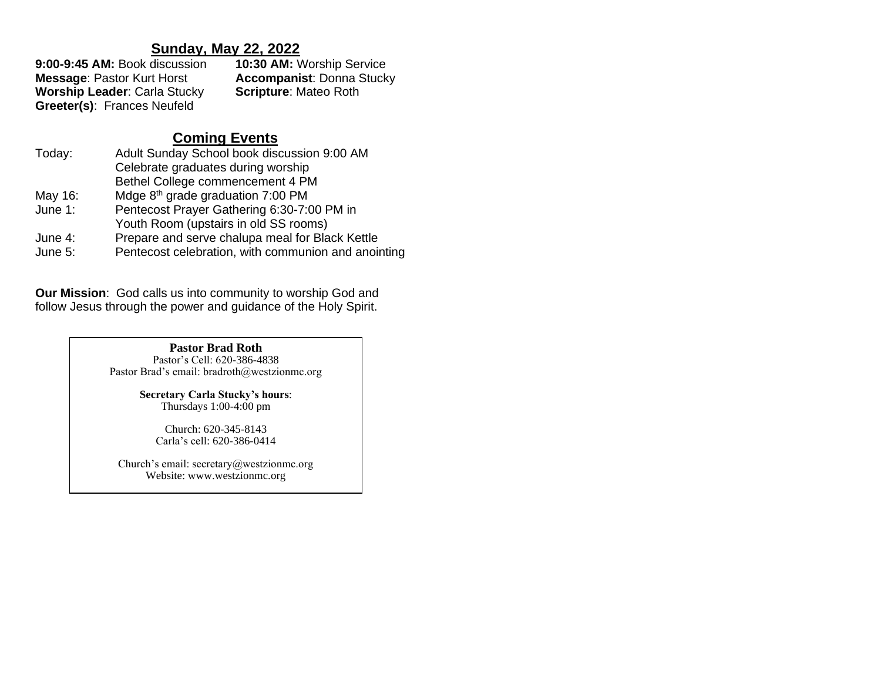## Sunday, May 22, 2022

**9:00-9:45 AM:** Book discussion
**10:30 AM:** Worship Service
**Message**: Pastor Kurt Horst
**Accompanist**: Donna Stucky
**Worship Leader**: Carla Stucky
**Scripture**: Mateo Roth
**Greeter(s)**: Frances Neufeld

## Coming Events

| | |
|---|---|
| Today: | Adult Sunday School book discussion 9:00 AM |
| | Celebrate graduates during worship |
| | Bethel College commencement 4 PM |
| May 16: | Mdge 8th grade graduation 7:00 PM |
| June 1: | Pentecost Prayer Gathering 6:30-7:00 PM in Youth Room (upstairs in old SS rooms) |
| June 4: | Prepare and serve chalupa meal for Black Kettle |
| June 5: | Pentecost celebration, with communion and anointing |

**Our Mission**: God calls us into community to worship God and follow Jesus through the power and guidance of the Holy Spirit.

**Pastor Brad Roth**
Pastor's Cell: 620-386-4838
Pastor Brad's email: bradroth@westzionmc.org

**Secretary Carla Stucky's hours**:
Thursdays 1:00-4:00 pm

Church: 620-345-8143
Carla's cell: 620-386-0414

Church's email: secretary@westzionmc.org
Website: www.westzionmc.org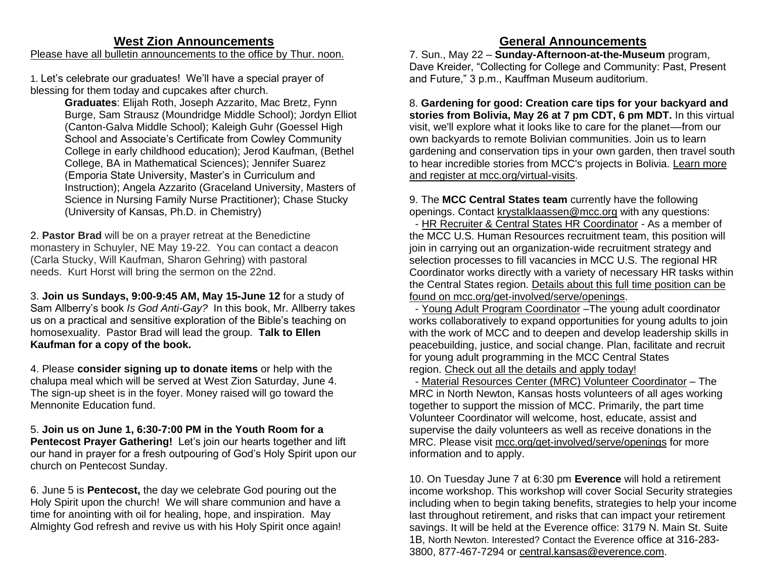## West Zion Announcements

Please have all bulletin announcements to the office by Thur. noon.

1. Let's celebrate our graduates! We'll have a special prayer of blessing for them today and cupcakes after church.

> **Graduates**: Elijah Roth, Joseph Azzarito, Mac Bretz, Fynn Burge, Sam Strausz (Moundridge Middle School); Jordyn Elliot (Canton-Galva Middle School); Kaleigh Guhr (Goessel High School and Associate's Certificate from Cowley Community College in early childhood education); Jerod Kaufman, (Bethel College, BA in Mathematical Sciences); Jennifer Suarez (Emporia State University, Master's in Curriculum and Instruction); Angela Azzarito (Graceland University, Masters of Science in Nursing Family Nurse Practitioner); Chase Stucky (University of Kansas, Ph.D. in Chemistry)

2. **Pastor Brad** will be on a prayer retreat at the Benedictine monastery in Schuyler, NE May 19-22. You can contact a deacon (Carla Stucky, Will Kaufman, Sharon Gehring) with pastoral needs. Kurt Horst will bring the sermon on the 22nd.

3. **Join us Sundays, 9:00-9:45 AM, May 15-June 12** for a study of Sam Allberry's book *Is God Anti-Gay?* In this book, Mr. Allberry takes us on a practical and sensitive exploration of the Bible's teaching on homosexuality. Pastor Brad will lead the group. **Talk to Ellen Kaufman for a copy of the book.**

4. Please **consider signing up to donate items** or help with the chalupa meal which will be served at West Zion Saturday, June 4. The sign-up sheet is in the foyer. Money raised will go toward the Mennonite Education fund.

5. **Join us on June 1, 6:30-7:00 PM in the Youth Room for a Pentecost Prayer Gathering!** Let's join our hearts together and lift our hand in prayer for a fresh outpouring of God's Holy Spirit upon our church on Pentecost Sunday.

6. June 5 is **Pentecost,** the day we celebrate God pouring out the Holy Spirit upon the church! We will share communion and have a time for anointing with oil for healing, hope, and inspiration. May Almighty God refresh and revive us with his Holy Spirit once again!

## General Announcements

7. Sun., May 22 – **Sunday-Afternoon-at-the-Museum** program, Dave Kreider, "Collecting for College and Community: Past, Present and Future," 3 p.m., Kauffman Museum auditorium.

8. **Gardening for good: Creation care tips for your backyard and stories from Bolivia, May 26 at 7 pm CDT, 6 pm MDT.** In this virtual visit, we'll explore what it looks like to care for the planet––from our own backyards to remote Bolivian communities. Join us to learn gardening and conservation tips in your own garden, then travel south to hear incredible stories from MCC's projects in Bolivia. Learn more and register at mcc.org/virtual-visits.

9. The **MCC Central States team** currently have the following openings. Contact krystalklaassen@mcc.org with any questions:

- HR Recruiter & Central States HR Coordinator - As a member of the MCC U.S. Human Resources recruitment team, this position will join in carrying out an organization-wide recruitment strategy and selection processes to fill vacancies in MCC U.S. The regional HR Coordinator works directly with a variety of necessary HR tasks within the Central States region. Details about this full time position can be found on mcc.org/get-involved/serve/openings.
- Young Adult Program Coordinator –The young adult coordinator works collaboratively to expand opportunities for young adults to join with the work of MCC and to deepen and develop leadership skills in peacebuilding, justice, and social change. Plan, facilitate and recruit for young adult programming in the MCC Central States region. Check out all the details and apply today!
- Material Resources Center (MRC) Volunteer Coordinator – The MRC in North Newton, Kansas hosts volunteers of all ages working together to support the mission of MCC. Primarily, the part time Volunteer Coordinator will welcome, host, educate, assist and supervise the daily volunteers as well as receive donations in the MRC. Please visit mcc.org/get-involved/serve/openings for more information and to apply.

10. On Tuesday June 7 at 6:30 pm **Everence** will hold a retirement income workshop. This workshop will cover Social Security strategies including when to begin taking benefits, strategies to help your income last throughout retirement, and risks that can impact your retirement savings. It will be held at the Everence office: 3179 N. Main St. Suite 1B, North Newton. Interested? Contact the Everence office at 316-283-3800, 877-467-7294 or central.kansas@everence.com.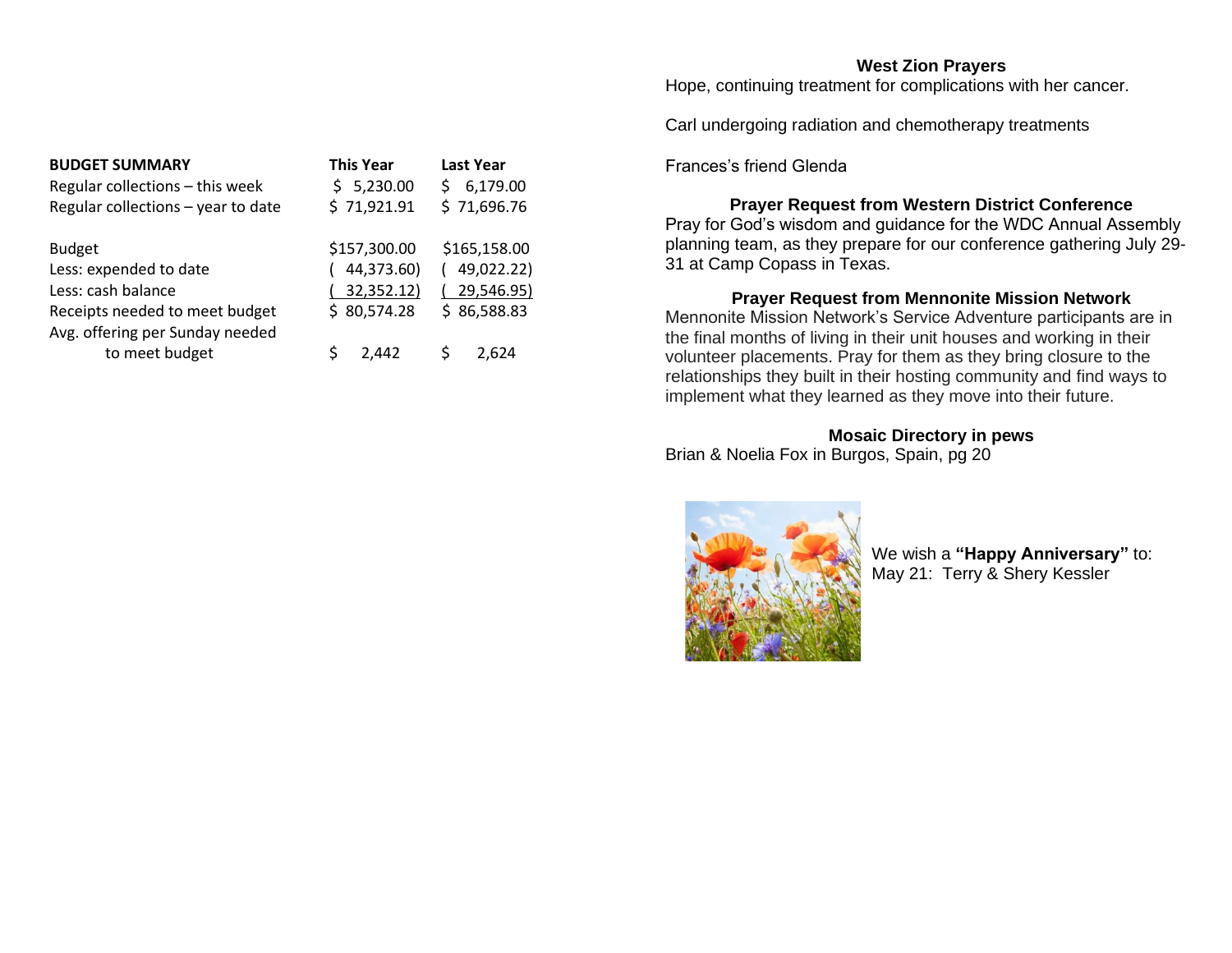| BUDGET SUMMARY | This Year | Last Year |
| --- | --- | --- |
| Regular collections – this week | $ 5,230.00 | $ 6,179.00 |
| Regular collections – year to date | $ 71,921.91 | $ 71,696.76 |
| Budget | $157,300.00 | $165,158.00 |
| Less: expended to date | ( 44,373.60) | ( 49,022.22) |
| Less: cash balance | ( 32,352.12) | ( 29,546.95) |
| Receipts needed to meet budget | $ 80,574.28 | $ 86,588.83 |
| Avg. offering per Sunday needed to meet budget | $ 2,442 | $ 2,624 |

### West Zion Prayers

Hope, continuing treatment for complications with her cancer.

Carl undergoing radiation and chemotherapy treatments

Frances's friend Glenda

### Prayer Request from Western District Conference

Pray for God's wisdom and guidance for the WDC Annual Assembly planning team, as they prepare for our conference gathering July 29-31 at Camp Copass in Texas.

### Prayer Request from Mennonite Mission Network

Mennonite Mission Network's Service Adventure participants are in the final months of living in their unit houses and working in their volunteer placements. Pray for them as they bring closure to the relationships they built in their hosting community and find ways to implement what they learned as they move into their future.

### Mosaic Directory in pews

Brian & Noelia Fox in Burgos, Spain, pg 20

We wish a **"Happy Anniversary"** to:
May 21: Terry & Shery Kessler